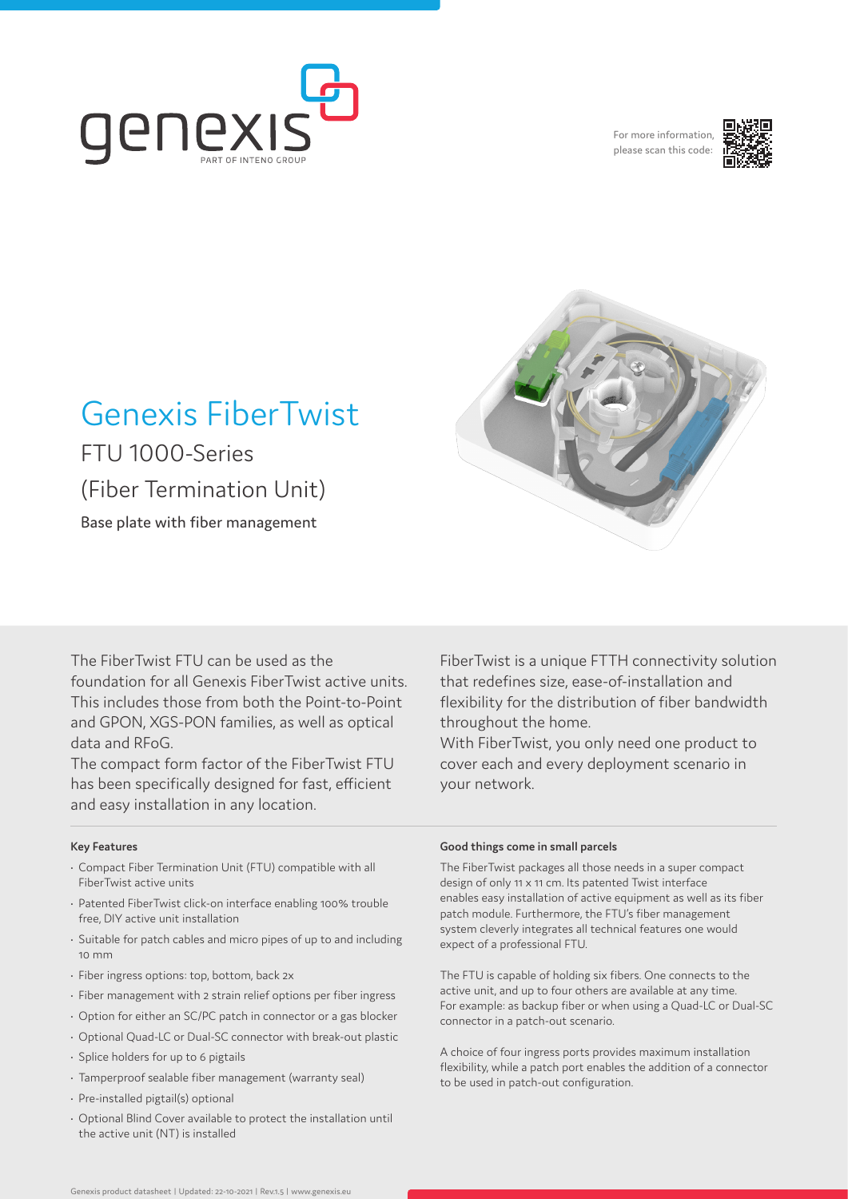For more information, please scan this code:

# Genexis FiberTwist

## FTU 1000-Series

## (Fiber Termination Unit)

Base plate with fiber management

The FiberTwist FTU can be used as the foundation for all Genexis FiberTwist active units. This includes those from both the Point-to-Point and GPON, XGS-PON families, as well as optical data and RFoG.

The compact form factor of the FiberTwist FTU has been specifically designed for fast, efficient and easy installation in any location.

FiberTwist is a unique FTTH connectivity solution that redefines size, ease-of-installation and flexibility for the distribution of fiber bandwidth throughout the home.

With FiberTwist, you only need one product to cover each and every deployment scenario in your network.

**Key Features**

- Compact Fiber Termination Unit (FTU) compatible with all FiberTwist active units
- Patented FiberTwist click-on interface enabling 100% trouble free, DIY active unit installation
- Suitable for patch cables and micro pipes of up to and including 10 mm
- Fiber ingress options: top, bottom, back 2x
- Fiber management with 2 strain relief options per fiber ingress
- Option for either an SC/PC patch in connector or a gas blocker
- Optional Quad-LC or Dual-SC connector with break-out plastic
- Splice holders for up to 6 pigtails
- Tamperproof sealable fiber management (warranty seal)
- Pre-installed pigtail(s) optional
- Optional Blind Cover available to protect the installation until the active unit (NT) is installed

**Good things come in small parcels**

The FiberTwist packages all those needs in a super compact design of only 11 x 11 cm. Its patented Twist interface enables easy installation of active equipment as well as its fiber patch module. Furthermore, the FTU's fiber management system cleverly integrates all technical features one would expect of a professional FTU.

The FTU is capable of holding six fibers. One connects to the active unit, and up to four others are available at any time. For example: as backup fiber or when using a Quad-LC or Dual-SC connector in a patch-out scenario.

A choice of four ingress ports provides maximum installation flexibility, while a patch port enables the addition of a connector to be used in patch-out configuration.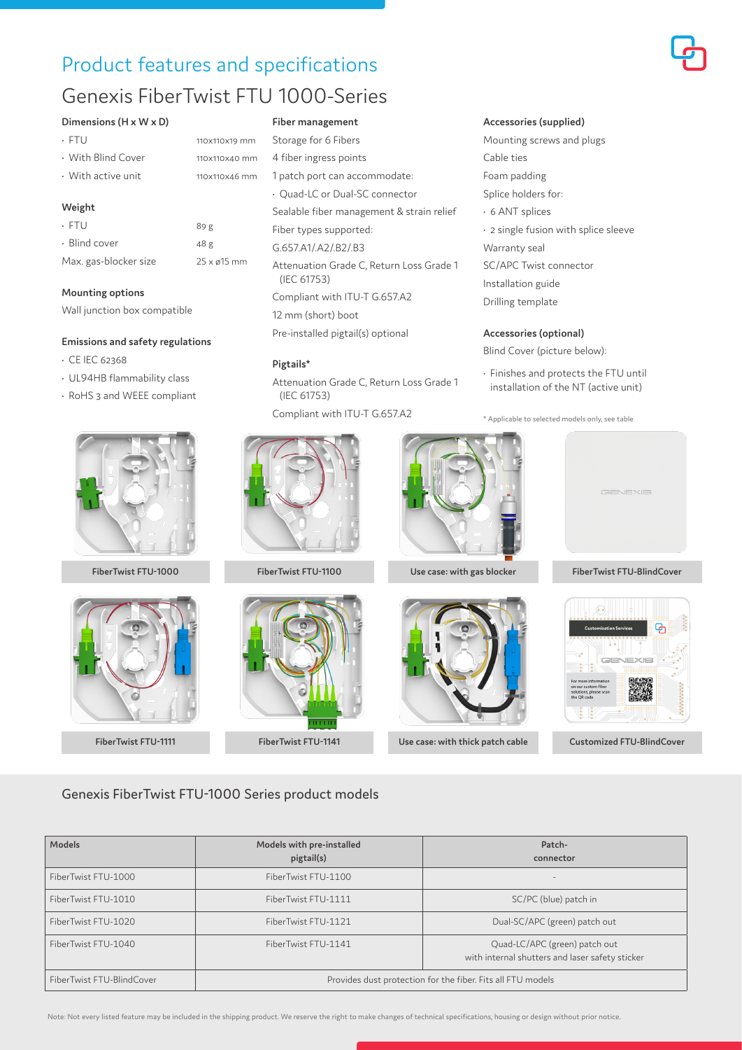# Product features and specifications

## Genexis FiberTwist FTU 1000-Series

### Dimensions (H x W x D)

| | |
|---|---|
| · FTU | 110x110x19 mm |
| · With Blind Cover | 110x110x40 mm |
| · With active unit | 110x110x46 mm |

### Weight

| | |
|---|---|
| · FTU | 89 g |
| · Blind cover | 48 g |
| Max. gas-blocker size | 25 x ø15 mm |

### Mounting options

Wall junction box compatible

### Emissions and safety regulations

- CE IEC 62368
- UL94HB flammability class
- RoHS 3 and WEEE compliant

### Fiber management

Storage for 6 Fibers

4 fiber ingress points

1 patch port can accommodate:

- Quad-LC or Dual-SC connector

Sealable fiber management & strain relief

Fiber types supported:

G.657.A1/.A2/.B2/.B3

Attenuation Grade C, Return Loss Grade 1 (IEC 61753)

Compliant with ITU-T G.657.A2

12 mm (short) boot

Pre-installed pigtail(s) optional

### Pigtails*

Attenuation Grade C, Return Loss Grade 1 (IEC 61753)

Compliant with ITU-T G.657.A2

### Accessories (supplied)

Mounting screws and plugs

Cable ties

Foam padding

Splice holders for:

- 6 ANT splices
- 2 single fusion with splice sleeve

Warranty seal

SC/APC Twist connector

Installation guide

Drilling template

### Accessories (optional)

Blind Cover (picture below):

- Finishes and protects the FTU until installation of the NT (active unit)

\* Applicable to selected models only, see table

FiberTwist FTU-1000

FiberTwist FTU-1100

Use case: with gas blocker

FiberTwist FTU-BlindCover

FiberTwist FTU-1111

FiberTwist FTU-1141

Use case: with thick patch cable

Customized FTU-BlindCover

## Genexis FiberTwist FTU-1000 Series product models

| Models | Models with pre-installed pigtail(s) | Patch-connector |
|---|---|---|
| FiberTwist FTU-1000 | FiberTwist FTU-1100 | - |
| FiberTwist FTU-1010 | FiberTwist FTU-1111 | SC/PC (blue) patch in |
| FiberTwist FTU-1020 | FiberTwist FTU-1121 | Dual-SC/APC (green) patch out |
| FiberTwist FTU-1040 | FiberTwist FTU-1141 | Quad-LC/APC (green) patch out with internal shutters and laser safety sticker |
| FiberTwist FTU-BlindCover | Provides dust protection for the fiber. Fits all FTU models | |

Note: Not every listed feature may be included in the shipping product. We reserve the right to make changes of technical specifications, housing or design without prior notice.